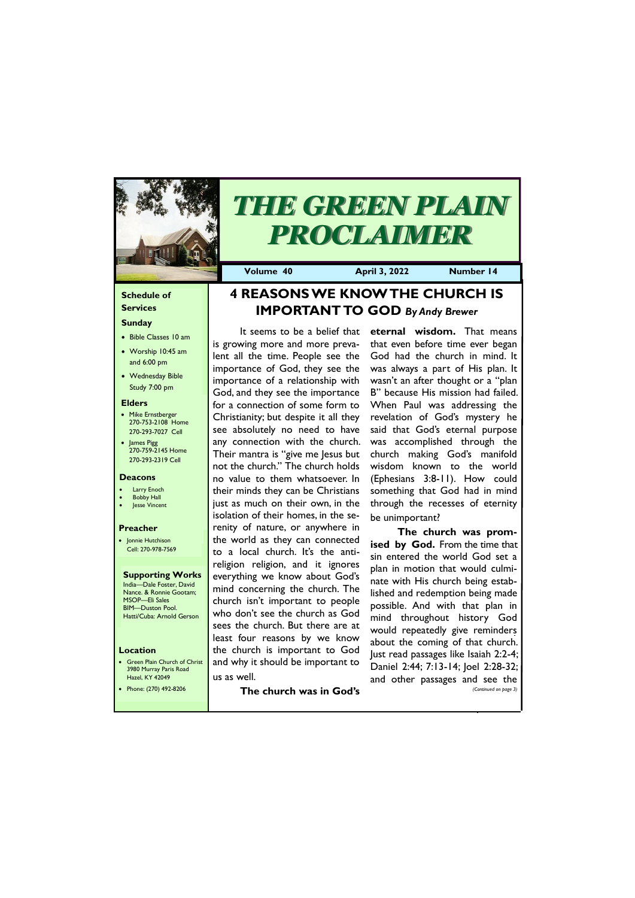# THE GREEN PLAIN PROCLAIMER

**Volume 40** April 3, 2022 **Number 14**

## Schedule of Services

### Sunday

- Bible Classes 10 am
- Worship 10:45 am and 6:00 pm
- Wednesday Bible Study 7:00 pm

### Elders

- Mike Ernstberger 270-753-2108 Home 270-293-7027 Cell
- James Pigg 270-759-2145 Home 270-293-2319 Cell

### Deacons

- Larry Enoch
- Bobby Hall
- Jesse Vincent

### Preacher

- Jonnie Hutchison Cell: 270-978-7569

### Supporting Works

India—Dale Foster, David Nance. & Ronnie Gootam; MSOP—Eli Sales BIM—Duston Pool. Hatti/Cuba: Arnold Gerson

### Location

- Green Plain Church of Christ 3980 Murray Paris Road Hazel, KY 42049
- Phone: (270) 492-8206

## 4 REASONS WE KNOW THE CHURCH IS IMPORTANT TO GOD *By Andy Brewer*

It seems to be a belief that is growing more and more prevalent all the time. People see the importance of God, they see the importance of a relationship with God, and they see the importance for a connection of some form to Christianity; but despite it all they see absolutely no need to have any connection with the church. Their mantra is "give me Jesus but not the church." The church holds no value to them whatsoever. In their minds they can be Christians just as much on their own, in the isolation of their homes, in the serenity of nature, or anywhere in the world as they can connected to a local church. It's the anti-religion religion, and it ignores everything we know about God's mind concerning the church. The church isn't important to people who don't see the church as God sees the church. But there are at least four reasons by we know the church is important to God and why it should be important to us as well.

**The church was in God's eternal wisdom.** That means that even before time ever began God had the church in mind. It was always a part of His plan. It wasn't an after thought or a "plan B" because His mission had failed. When Paul was addressing the revelation of God's mystery he said that God's eternal purpose was accomplished through the church making God's manifold wisdom known to the world (Ephesians 3:8-11). How could something that God had in mind through the recesses of eternity be unimportant?

**The church was promised by God.** From the time that sin entered the world God set a plan in motion that would culminate with His church being established and redemption being made possible. And with that plan in mind throughout history God would repeatedly give reminders about the coming of that church. Just read passages like Isaiah 2:2-4; Daniel 2:44; 7:13-14; Joel 2:28-32; and other passages and see the

*(Continued on page 3)*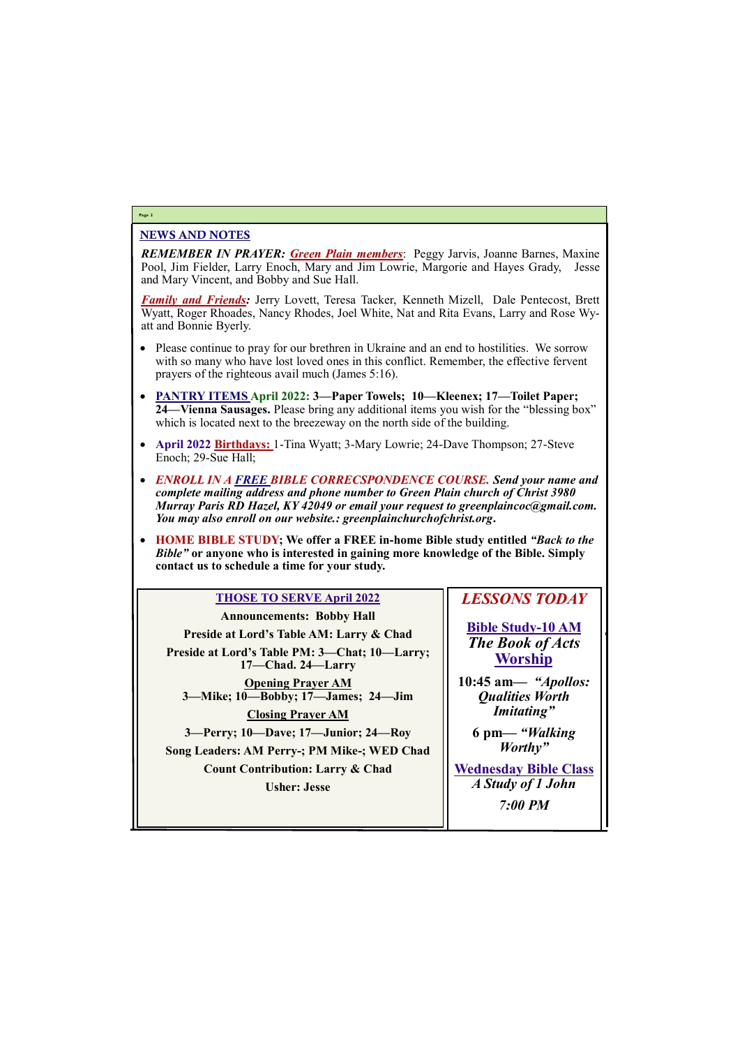## NEWS AND NOTES

***REMEMBER IN PRAYER:*** ***Green Plain members***: Peggy Jarvis, Joanne Barnes, Maxine Pool, Jim Fielder, Larry Enoch, Mary and Jim Lowrie, Margorie and Hayes Grady, Jesse and Mary Vincent, and Bobby and Sue Hall.

***Family and Friends:*** Jerry Lovett, Teresa Tacker, Kenneth Mizell, Dale Pentecost, Brett Wyatt, Roger Rhoades, Nancy Rhodes, Joel White, Nat and Rita Evans, Larry and Rose Wyatt and Bonnie Byerly.

- Please continue to pray for our brethren in Ukraine and an end to hostilities. We sorrow with so many who have lost loved ones in this conflict. Remember, the effective fervent prayers of the righteous avail much (James 5:16).
- PANTRY ITEMS **April 2022: 3—Paper Towels; 10—Kleenex; 17—Toilet Paper; 24—Vienna Sausages.** Please bring any additional items you wish for the "blessing box" which is located next to the breezeway on the north side of the building.
- April 2022 Birthdays: 1-Tina Wyatt; 3-Mary Lowrie; 24-Dave Thompson; 27-Steve Enoch; 29-Sue Hall;
- ***ENROLL IN A FREE BIBLE CORRECSPONDENCE COURSE. Send your name and complete mailing address and phone number to Green Plain church of Christ 3980 Murray Paris RD Hazel, KY 42049 or email your request to greenplaincoc@gmail.com. You may also enroll on our website.: greenplainchurchofchrist.org.***
- **HOME BIBLE STUDY; We offer a FREE in-home Bible study entitled *"Back to the Bible"* or anyone who is interested in gaining more knowledge of the Bible. Simply contact us to schedule a time for your study.**

### THOSE TO SERVE April 2022

**Announcements: Bobby Hall**

**Preside at Lord's Table AM: Larry & Chad**

**Preside at Lord's Table PM: 3—Chat; 10—Larry; 17—Chad. 24—Larry**

**Opening Prayer AM**
**3—Mike; 10—Bobby; 17—James; 24—Jim**

**Closing Prayer AM**

**3—Perry; 10—Dave; 17—Junior; 24—Roy**

**Song Leaders: AM Perry-; PM Mike-; WED Chad**

**Count Contribution: Larry & Chad**

**Usher: Jesse**

### *LESSONS TODAY*

**Bible Study-10 AM**
***The Book of Acts***

**Worship**

**10:45 am— *"Apollos: Qualities Worth Imitating"***

**6 pm— *"Walking Worthy"***

**Wednesday Bible Class**
***A Study of 1 John***

***7:00 PM***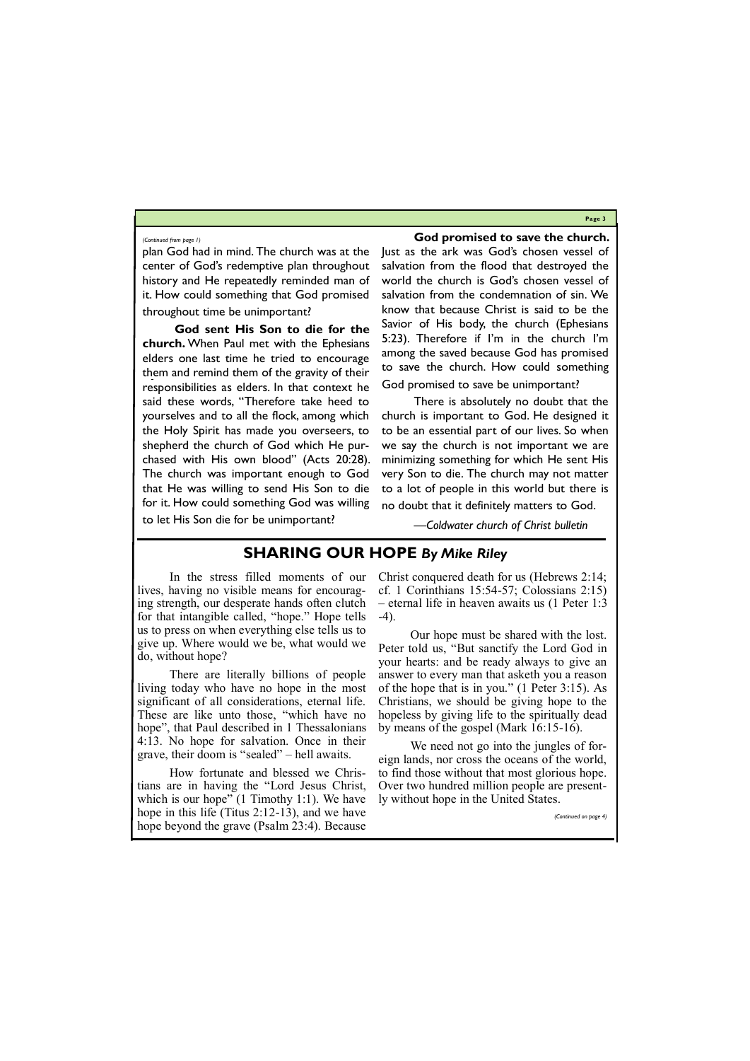*(Continued from page 1)*

plan God had in mind. The church was at the center of God's redemptive plan throughout history and He repeatedly reminded man of it. How could something that God promised throughout time be unimportant?

**God sent His Son to die for the church.** When Paul met with the Ephesians elders one last time he tried to encourage them and remind them of the gravity of their responsibilities as elders. In that context he said these words, "Therefore take heed to yourselves and to all the flock, among which the Holy Spirit has made you overseers, to shepherd the church of God which He purchased with His own blood" (Acts 20:28). The church was important enough to God that He was willing to send His Son to die for it. How could something God was willing to let His Son die for be unimportant?

**God promised to save the church.** Just as the ark was God's chosen vessel of salvation from the flood that destroyed the world the church is God's chosen vessel of salvation from the condemnation of sin. We know that because Christ is said to be the Savior of His body, the church (Ephesians 5:23). Therefore if I'm in the church I'm among the saved because God has promised to save the church. How could something God promised to save be unimportant?

There is absolutely no doubt that the church is important to God. He designed it to be an essential part of our lives. So when we say the church is not important we are minimizing something for which He sent His very Son to die. The church may not matter to a lot of people in this world but there is no doubt that it definitely matters to God.

*—Coldwater church of Christ bulletin*

## SHARING OUR HOPE *By Mike Riley*

In the stress filled moments of our lives, having no visible means for encouraging strength, our desperate hands often clutch for that intangible called, "hope." Hope tells us to press on when everything else tells us to give up. Where would we be, what would we do, without hope?

There are literally billions of people living today who have no hope in the most significant of all considerations, eternal life. These are like unto those, "which have no hope", that Paul described in 1 Thessalonians 4:13. No hope for salvation. Once in their grave, their doom is "sealed" – hell awaits.

How fortunate and blessed we Christians are in having the "Lord Jesus Christ, which is our hope" (1 Timothy 1:1). We have hope in this life (Titus 2:12-13), and we have hope beyond the grave (Psalm 23:4). Because Christ conquered death for us (Hebrews 2:14; cf. 1 Corinthians 15:54-57; Colossians 2:15) – eternal life in heaven awaits us (1 Peter 1:3-4).

Our hope must be shared with the lost. Peter told us, "But sanctify the Lord God in your hearts: and be ready always to give an answer to every man that asketh you a reason of the hope that is in you." (1 Peter 3:15). As Christians, we should be giving hope to the hopeless by giving life to the spiritually dead by means of the gospel (Mark 16:15-16).

We need not go into the jungles of foreign lands, nor cross the oceans of the world, to find those without that most glorious hope. Over two hundred million people are presently without hope in the United States.

*(Continued on page 4)*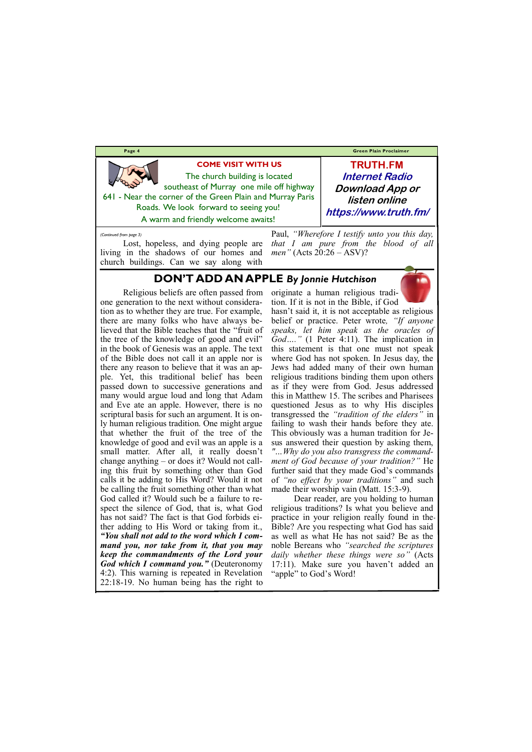## COME VISIT WITH US

The church building is located southeast of Murray one mile off highway 641 - Near the corner of the Green Plain and Murray Paris Roads. We look forward to seeing you!

A warm and friendly welcome awaits!

## TRUTH.FM

***Internet Radio***

***Download App or listen online***

***https://www.truth.fm/***

*(Continued from page 3)*

Lost, hopeless, and dying people are living in the shadows of our homes and church buildings. Can we say along with Paul, *"Wherefore I testify unto you this day, that I am pure from the blood of all men"* (Acts 20:26 – ASV)?

## DON'T ADD AN APPLE *By Jonnie Hutchison*

Religious beliefs are often passed from one generation to the next without consideration as to whether they are true. For example, there are many folks who have always believed that the Bible teaches that the "fruit of the tree of the knowledge of good and evil" in the book of Genesis was an apple. The text of the Bible does not call it an apple nor is there any reason to believe that it was an apple. Yet, this traditional belief has been passed down to successive generations and many would argue loud and long that Adam and Eve ate an apple. However, there is no scriptural basis for such an argument. It is only human religious tradition. One might argue that whether the fruit of the tree of the knowledge of good and evil was an apple is a small matter. After all, it really doesn't change anything – or does it? Would not calling this fruit by something other than God calls it be adding to His Word? Would it not be calling the fruit something other than what God called it? Would such be a failure to respect the silence of God, that is, what God has not said? The fact is that God forbids either adding to His Word or taking from it., ***"You shall not add to the word which I command you, nor take from it, that you may keep the commandments of the Lord your God which I command you."*** (Deuteronomy 4:2). This warning is repeated in Revelation 22:18-19. No human being has the right to originate a human religious tradition. If it is not in the Bible, if God hasn't said it, it is not acceptable as religious belief or practice. Peter wrote, *"If anyone speaks, let him speak as the oracles of God…."* (1 Peter 4:11). The implication in this statement is that one must not speak where God has not spoken. In Jesus day, the Jews had added many of their own human religious traditions binding them upon others as if they were from God. Jesus addressed this in Matthew 15. The scribes and Pharisees questioned Jesus as to why His disciples transgressed the *"tradition of the elders"* in failing to wash their hands before they ate. This obviously was a human tradition for Jesus answered their question by asking them, *"…Why do you also transgress the commandment of God because of your tradition?"* He further said that they made God's commands of *"no effect by your traditions"* and such made their worship vain (Matt. 15:3-9).

Dear reader, are you holding to human religious traditions? Is what you believe and practice in your religion really found in the Bible? Are you respecting what God has said as well as what He has not said? Be as the noble Bereans who *"searched the scriptures daily whether these things were so"* (Acts 17:11). Make sure you haven't added an "apple" to God's Word!